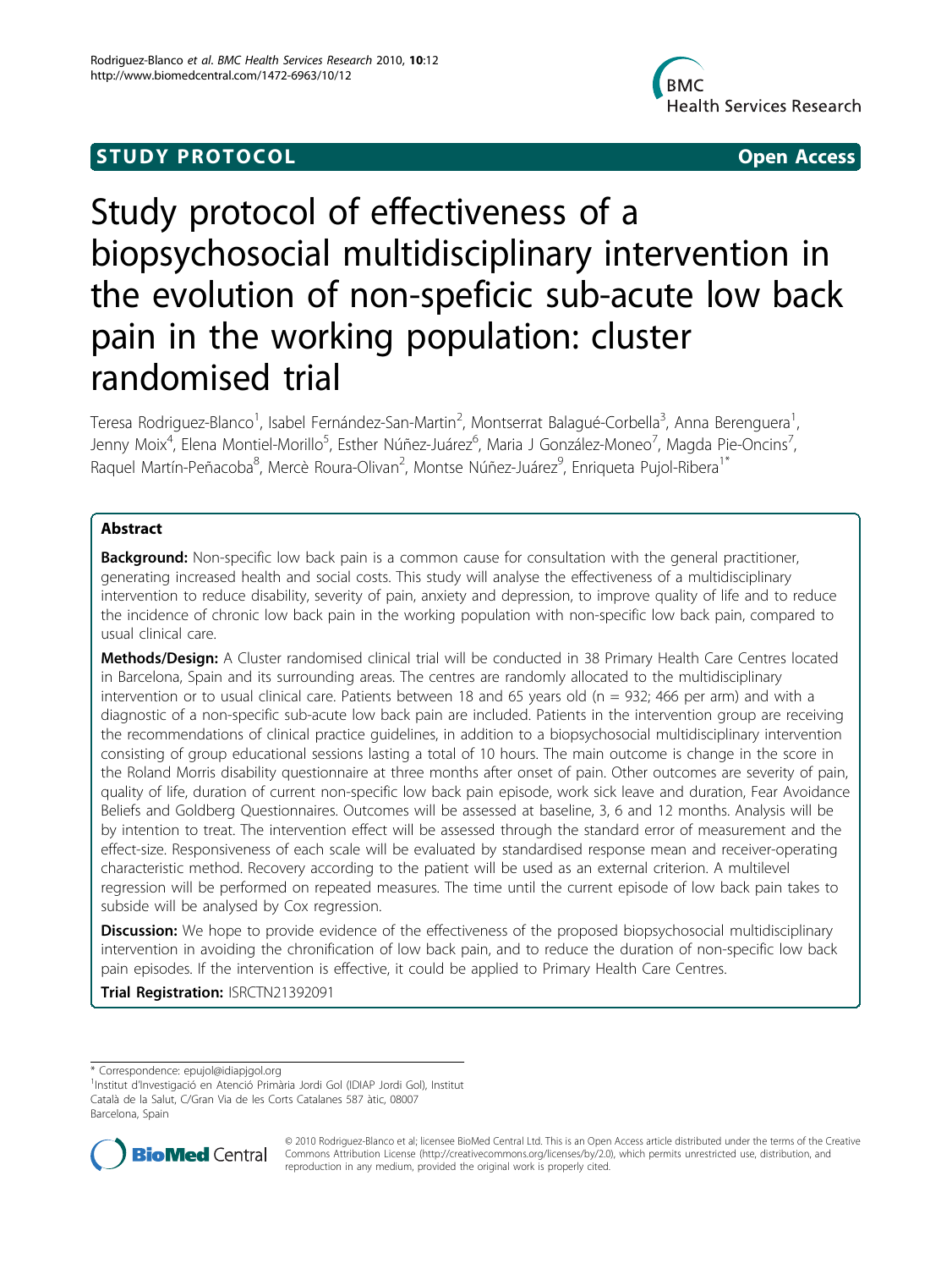STUDY PROTOCOL **Open Access**

# Study protocol of effectiveness of a biopsychosocial multidisciplinary intervention in the evolution of non-speficic sub-acute low back pain in the working population: cluster randomised trial

Teresa Rodriguez-Blanco[1], Isabel Fernández-San-Martin[2], Montserrat Balagué-Corbella[3], Anna Berenguera[1], Jenny Moix[4], Elena Montiel-Morillo[5], Esther Núñez-Juárez[6], Maria J González-Moneo[7], Magda Pie-Oncins[7], Raquel Martín-Peñacoba[8], Mercè Roura-Olivan[2], Montse Núñez-Juárez[9], Enriqueta Pujol-Ribera[1]*

## Abstract

**Background:** Non-specific low back pain is a common cause for consultation with the general practitioner, generating increased health and social costs. This study will analyse the effectiveness of a multidisciplinary intervention to reduce disability, severity of pain, anxiety and depression, to improve quality of life and to reduce the incidence of chronic low back pain in the working population with non-specific low back pain, compared to usual clinical care.

**Methods/Design:** A Cluster randomised clinical trial will be conducted in 38 Primary Health Care Centres located in Barcelona, Spain and its surrounding areas. The centres are randomly allocated to the multidisciplinary intervention or to usual clinical care. Patients between 18 and 65 years old (n = 932; 466 per arm) and with a diagnostic of a non-specific sub-acute low back pain are included. Patients in the intervention group are receiving the recommendations of clinical practice guidelines, in addition to a biopsychosocial multidisciplinary intervention consisting of group educational sessions lasting a total of 10 hours. The main outcome is change in the score in the Roland Morris disability questionnaire at three months after onset of pain. Other outcomes are severity of pain, quality of life, duration of current non-specific low back pain episode, work sick leave and duration, Fear Avoidance Beliefs and Goldberg Questionnaires. Outcomes will be assessed at baseline, 3, 6 and 12 months. Analysis will be by intention to treat. The intervention effect will be assessed through the standard error of measurement and the effect-size. Responsiveness of each scale will be evaluated by standardised response mean and receiver-operating characteristic method. Recovery according to the patient will be used as an external criterion. A multilevel regression will be performed on repeated measures. The time until the current episode of low back pain takes to subside will be analysed by Cox regression.

**Discussion:** We hope to provide evidence of the effectiveness of the proposed biopsychosocial multidisciplinary intervention in avoiding the chronification of low back pain, and to reduce the duration of non-specific low back pain episodes. If the intervention is effective, it could be applied to Primary Health Care Centres.

**Trial Registration:** ISRCTN21392091

\* Correspondence: epujol@idiapjgol.org

[1]Institut d'Investigació en Atenció Primària Jordi Gol (IDIAP Jordi Gol), Institut Català de la Salut, C/Gran Via de les Corts Catalanes 587 àtic, 08007 Barcelona, Spain

© 2010 Rodriguez-Blanco et al; licensee BioMed Central Ltd. This is an Open Access article distributed under the terms of the Creative Commons Attribution License (http://creativecommons.org/licenses/by/2.0), which permits unrestricted use, distribution, and reproduction in any medium, provided the original work is properly cited.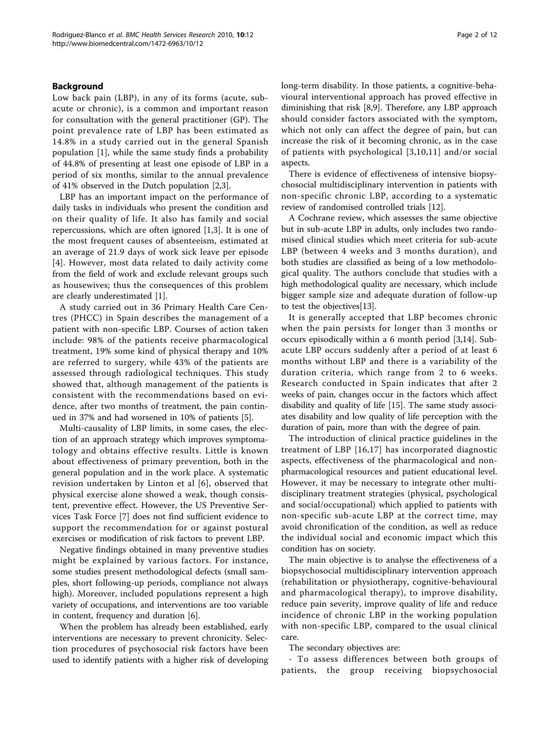## Background

Low back pain (LBP), in any of its forms (acute, sub-acute or chronic), is a common and important reason for consultation with the general practitioner (GP). The point prevalence rate of LBP has been estimated as 14.8% in a study carried out in the general Spanish population [1], while the same study finds a probability of 44.8% of presenting at least one episode of LBP in a period of six months, similar to the annual prevalence of 41% observed in the Dutch population [2,3].

LBP has an important impact on the performance of daily tasks in individuals who present the condition and on their quality of life. It also has family and social repercussions, which are often ignored [1,3]. It is one of the most frequent causes of absenteeism, estimated at an average of 21.9 days of work sick leave per episode [4]. However, most data related to daily activity come from the field of work and exclude relevant groups such as housewives; thus the consequences of this problem are clearly underestimated [1].

A study carried out in 36 Primary Health Care Centres (PHCC) in Spain describes the management of a patient with non-specific LBP. Courses of action taken include: 98% of the patients receive pharmacological treatment, 19% some kind of physical therapy and 10% are referred to surgery, while 43% of the patients are assessed through radiological techniques. This study showed that, although management of the patients is consistent with the recommendations based on evidence, after two months of treatment, the pain continued in 37% and had worsened in 10% of patients [5].

Multi-causality of LBP limits, in some cases, the election of an approach strategy which improves symptomatology and obtains effective results. Little is known about effectiveness of primary prevention, both in the general population and in the work place. A systematic revision undertaken by Linton et al [6], observed that physical exercise alone showed a weak, though consistent, preventive effect. However, the US Preventive Services Task Force [7] does not find sufficient evidence to support the recommendation for or against postural exercises or modification of risk factors to prevent LBP.

Negative findings obtained in many preventive studies might be explained by various factors. For instance, some studies present methodological defects (small samples, short following-up periods, compliance not always high). Moreover, included populations represent a high variety of occupations, and interventions are too variable in content, frequency and duration [6].

When the problem has already been established, early interventions are necessary to prevent chronicity. Selection procedures of psychosocial risk factors have been used to identify patients with a higher risk of developing long-term disability. In those patients, a cognitive-behavioural interventional approach has proved effective in diminishing that risk [8,9]. Therefore, any LBP approach should consider factors associated with the symptom, which not only can affect the degree of pain, but can increase the risk of it becoming chronic, as in the case of patients with psychological [3,10,11] and/or social aspects.

There is evidence of effectiveness of intensive biopsychosocial multidisciplinary intervention in patients with non-specific chronic LBP, according to a systematic review of randomised controlled trials [12].

A Cochrane review, which assesses the same objective but in sub-acute LBP in adults, only includes two randomised clinical studies which meet criteria for sub-acute LBP (between 4 weeks and 3 months duration), and both studies are classified as being of a low methodological quality. The authors conclude that studies with a high methodological quality are necessary, which include bigger sample size and adequate duration of follow-up to test the objectives[13].

It is generally accepted that LBP becomes chronic when the pain persists for longer than 3 months or occurs episodically within a 6 month period [3,14]. Sub-acute LBP occurs suddenly after a period of at least 6 months without LBP and there is a variability of the duration criteria, which range from 2 to 6 weeks. Research conducted in Spain indicates that after 2 weeks of pain, changes occur in the factors which affect disability and quality of life [15]. The same study associates disability and low quality of life perception with the duration of pain, more than with the degree of pain.

The introduction of clinical practice guidelines in the treatment of LBP [16,17] has incorporated diagnostic aspects, effectiveness of the pharmacological and non-pharmacological resources and patient educational level. However, it may be necessary to integrate other multidisciplinary treatment strategies (physical, psychological and social/occupational) which applied to patients with non-specific sub-acute LBP at the correct time, may avoid chronification of the condition, as well as reduce the individual social and economic impact which this condition has on society.

The main objective is to analyse the effectiveness of a biopsychosocial multidisciplinary intervention approach (rehabilitation or physiotherapy, cognitive-behavioural and pharmacological therapy), to improve disability, reduce pain severity, improve quality of life and reduce incidence of chronic LBP in the working population with non-specific LBP, compared to the usual clinical care.

The secondary objectives are:

- To assess differences between both groups of patients, the group receiving biopsychosocial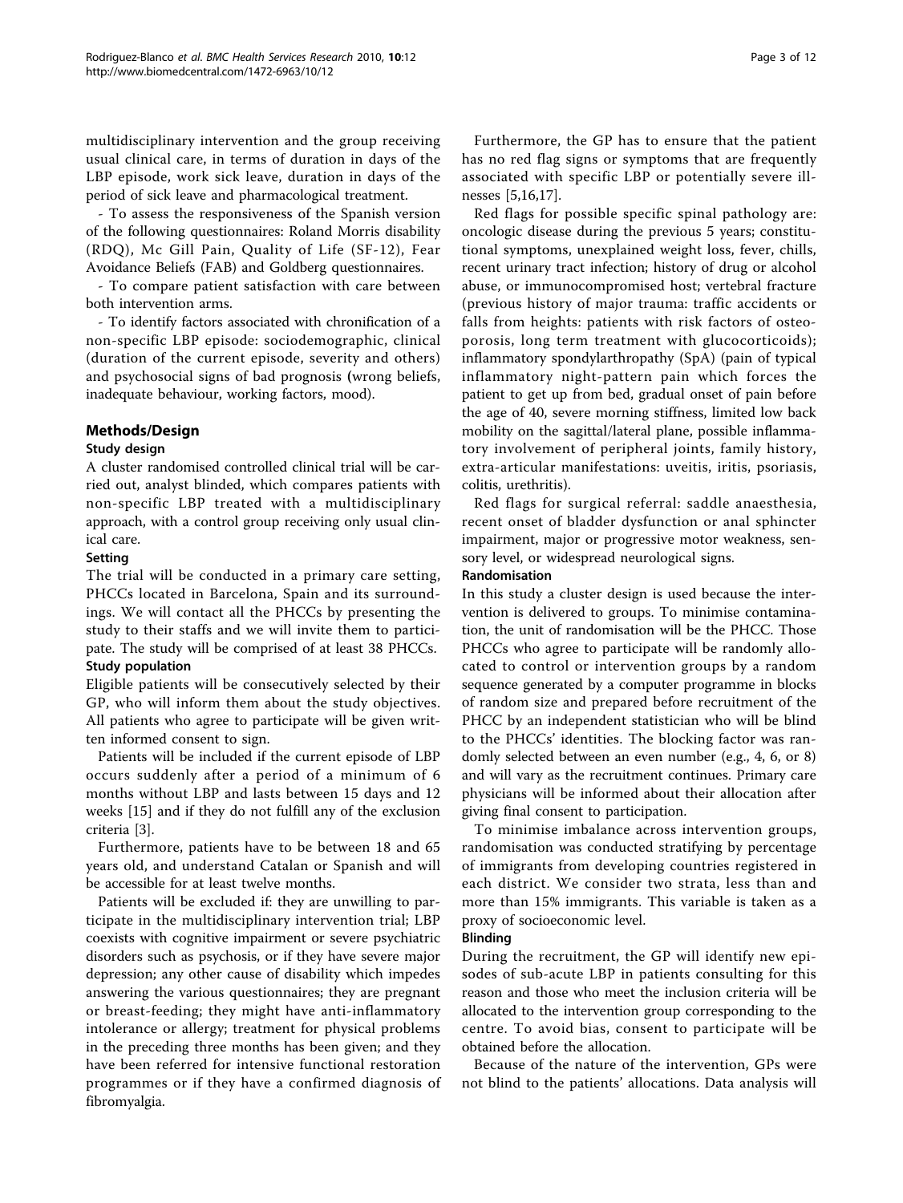multidisciplinary intervention and the group receiving usual clinical care, in terms of duration in days of the LBP episode, work sick leave, duration in days of the period of sick leave and pharmacological treatment.

- To assess the responsiveness of the Spanish version of the following questionnaires: Roland Morris disability (RDQ), Mc Gill Pain, Quality of Life (SF-12), Fear Avoidance Beliefs (FAB) and Goldberg questionnaires.

- To compare patient satisfaction with care between both intervention arms.

- To identify factors associated with chronification of a non-specific LBP episode: sociodemographic, clinical (duration of the current episode, severity and others) and psychosocial signs of bad prognosis (wrong beliefs, inadequate behaviour, working factors, mood).

## Methods/Design

### Study design

A cluster randomised controlled clinical trial will be carried out, analyst blinded, which compares patients with non-specific LBP treated with a multidisciplinary approach, with a control group receiving only usual clinical care.

### Setting

The trial will be conducted in a primary care setting, PHCCs located in Barcelona, Spain and its surroundings. We will contact all the PHCCs by presenting the study to their staffs and we will invite them to participate. The study will be comprised of at least 38 PHCCs.

### Study population

Eligible patients will be consecutively selected by their GP, who will inform them about the study objectives. All patients who agree to participate will be given written informed consent to sign.

Patients will be included if the current episode of LBP occurs suddenly after a period of a minimum of 6 months without LBP and lasts between 15 days and 12 weeks [15] and if they do not fulfill any of the exclusion criteria [3].

Furthermore, patients have to be between 18 and 65 years old, and understand Catalan or Spanish and will be accessible for at least twelve months.

Patients will be excluded if: they are unwilling to participate in the multidisciplinary intervention trial; LBP coexists with cognitive impairment or severe psychiatric disorders such as psychosis, or if they have severe major depression; any other cause of disability which impedes answering the various questionnaires; they are pregnant or breast-feeding; they might have anti-inflammatory intolerance or allergy; treatment for physical problems in the preceding three months has been given; and they have been referred for intensive functional restoration programmes or if they have a confirmed diagnosis of fibromyalgia.

Furthermore, the GP has to ensure that the patient has no red flag signs or symptoms that are frequently associated with specific LBP or potentially severe illnesses [5,16,17].

Red flags for possible specific spinal pathology are: oncologic disease during the previous 5 years; constitutional symptoms, unexplained weight loss, fever, chills, recent urinary tract infection; history of drug or alcohol abuse, or immunocompromised host; vertebral fracture (previous history of major trauma: traffic accidents or falls from heights: patients with risk factors of osteoporosis, long term treatment with glucocorticoids); inflammatory spondylarthropathy (SpA) (pain of typical inflammatory night-pattern pain which forces the patient to get up from bed, gradual onset of pain before the age of 40, severe morning stiffness, limited low back mobility on the sagittal/lateral plane, possible inflammatory involvement of peripheral joints, family history, extra-articular manifestations: uveitis, iritis, psoriasis, colitis, urethritis).

Red flags for surgical referral: saddle anaesthesia, recent onset of bladder dysfunction or anal sphincter impairment, major or progressive motor weakness, sensory level, or widespread neurological signs.

### Randomisation

In this study a cluster design is used because the intervention is delivered to groups. To minimise contamination, the unit of randomisation will be the PHCC. Those PHCCs who agree to participate will be randomly allocated to control or intervention groups by a random sequence generated by a computer programme in blocks of random size and prepared before recruitment of the PHCC by an independent statistician who will be blind to the PHCCs' identities. The blocking factor was randomly selected between an even number (e.g., 4, 6, or 8) and will vary as the recruitment continues. Primary care physicians will be informed about their allocation after giving final consent to participation.

To minimise imbalance across intervention groups, randomisation was conducted stratifying by percentage of immigrants from developing countries registered in each district. We consider two strata, less than and more than 15% immigrants. This variable is taken as a proxy of socioeconomic level.

### Blinding

During the recruitment, the GP will identify new episodes of sub-acute LBP in patients consulting for this reason and those who meet the inclusion criteria will be allocated to the intervention group corresponding to the centre. To avoid bias, consent to participate will be obtained before the allocation.

Because of the nature of the intervention, GPs were not blind to the patients' allocations. Data analysis will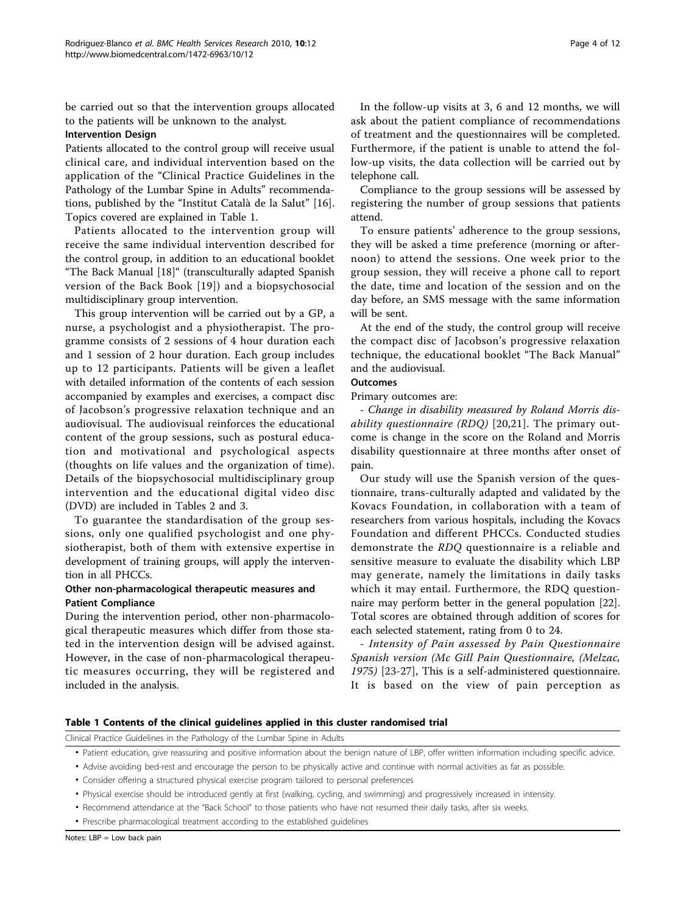be carried out so that the intervention groups allocated to the patients will be unknown to the analyst.

#### Intervention Design

Patients allocated to the control group will receive usual clinical care, and individual intervention based on the application of the "Clinical Practice Guidelines in the Pathology of the Lumbar Spine in Adults" recommendations, published by the "Institut Català de la Salut" [16]. Topics covered are explained in Table 1.

Patients allocated to the intervention group will receive the same individual intervention described for the control group, in addition to an educational booklet "The Back Manual [18]" (transculturally adapted Spanish version of the Back Book [19]) and a biopsychosocial multidisciplinary group intervention.

This group intervention will be carried out by a GP, a nurse, a psychologist and a physiotherapist. The programme consists of 2 sessions of 4 hour duration each and 1 session of 2 hour duration. Each group includes up to 12 participants. Patients will be given a leaflet with detailed information of the contents of each session accompanied by examples and exercises, a compact disc of Jacobson's progressive relaxation technique and an audiovisual. The audiovisual reinforces the educational content of the group sessions, such as postural education and motivational and psychological aspects (thoughts on life values and the organization of time). Details of the biopsychosocial multidisciplinary group intervention and the educational digital video disc (DVD) are included in Tables 2 and 3.

To guarantee the standardisation of the group sessions, only one qualified psychologist and one physiotherapist, both of them with extensive expertise in development of training groups, will apply the intervention in all PHCCs.

#### Other non-pharmacological therapeutic measures and Patient Compliance

During the intervention period, other non-pharmacological therapeutic measures which differ from those stated in the intervention design will be advised against. However, in the case of non-pharmacological therapeutic measures occurring, they will be registered and included in the analysis.

In the follow-up visits at 3, 6 and 12 months, we will ask about the patient compliance of recommendations of treatment and the questionnaires will be completed. Furthermore, if the patient is unable to attend the follow-up visits, the data collection will be carried out by telephone call.

Compliance to the group sessions will be assessed by registering the number of group sessions that patients attend.

To ensure patients' adherence to the group sessions, they will be asked a time preference (morning or afternoon) to attend the sessions. One week prior to the group session, they will receive a phone call to report the date, time and location of the session and on the day before, an SMS message with the same information will be sent.

At the end of the study, the control group will receive the compact disc of Jacobson's progressive relaxation technique, the educational booklet "The Back Manual" and the audiovisual.

#### Outcomes

Primary outcomes are:

- *Change in disability measured by Roland Morris disability questionnaire (RDQ)* [20,21]. The primary outcome is change in the score on the Roland and Morris disability questionnaire at three months after onset of pain.

Our study will use the Spanish version of the questionnaire, trans-culturally adapted and validated by the Kovacs Foundation, in collaboration with a team of researchers from various hospitals, including the Kovacs Foundation and different PHCCs. Conducted studies demonstrate the *RDQ* questionnaire is a reliable and sensitive measure to evaluate the disability which LBP may generate, namely the limitations in daily tasks which it may entail. Furthermore, the RDQ questionnaire may perform better in the general population [22]. Total scores are obtained through addition of scores for each selected statement, rating from 0 to 24.

- *Intensity of Pain assessed by Pain Questionnaire Spanish version (Mc Gill Pain Questionnaire, (Melzac, 1975)* [23-27], This is a self-administered questionnaire. It is based on the view of pain perception as

**Table 1 Contents of the clinical guidelines applied in this cluster randomised trial**

| Clinical Practice Guidelines in the Pathology of the Lumbar Spine in Adults |
|---|
| • Patient education, give reassuring and positive information about the benign nature of LBP, offer written information including specific advice. |
| • Advise avoiding bed-rest and encourage the person to be physically active and continue with normal activities as far as possible. |
| • Consider offering a structured physical exercise program tailored to personal preferences |
| • Physical exercise should be introduced gently at first (walking, cycling, and swimming) and progressively increased in intensity. |
| • Recommend attendance at the "Back School" to those patients who have not resumed their daily tasks, after six weeks. |
| • Prescribe pharmacological treatment according to the established guidelines |

Notes: LBP = Low back pain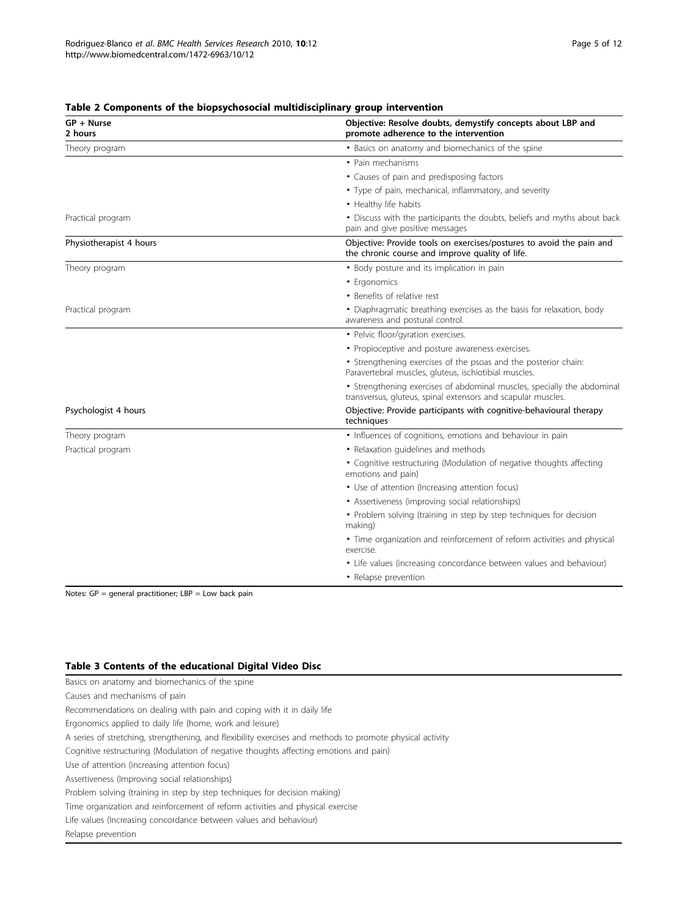**Table 2 Components of the biopsychosocial multidisciplinary group intervention**

| GP + Nurse<br>2 hours | Objective: Resolve doubts, demystify concepts about LBP and promote adherence to the intervention |
|---|---|
| Theory program | • Basics on anatomy and biomechanics of the spine |
| | • Pain mechanisms |
| | • Causes of pain and predisposing factors |
| | • Type of pain, mechanical, inflammatory, and severity |
| | • Healthy life habits |
| Practical program | • Discuss with the participants the doubts, beliefs and myths about back pain and give positive messages |
| **Physiotherapist 4 hours** | **Objective: Provide tools on exercises/postures to avoid the pain and the chronic course and improve quality of life.** |
| Theory program | • Body posture and its implication in pain |
| | • Ergonomics |
| | • Benefits of relative rest |
| Practical program | • Diaphragmatic breathing exercises as the basis for relaxation, body awareness and postural control. |
| | • Pelvic floor/gyration exercises. |
| | • Propioceptive and posture awareness exercises. |
| | • Strengthening exercises of the psoas and the posterior chain: Paravertebral muscles, gluteus, ischiotibial muscles. |
| | • Strengthening exercises of abdominal muscles, specially the abdominal transversus, gluteus, spinal extensors and scapular muscles. |
| **Psychologist 4 hours** | **Objective: Provide participants with cognitive-behavioural therapy techniques** |
| Theory program | • Influences of cognitions, emotions and behaviour in pain |
| Practical program | • Relaxation guidelines and methods |
| | • Cognitive restructuring (Modulation of negative thoughts affecting emotions and pain) |
| | • Use of attention (Increasing attention focus) |
| | • Assertiveness (improving social relationships) |
| | • Problem solving (training in step by step techniques for decision making) |
| | • Time organization and reinforcement of reform activities and physical exercise. |
| | • Life values (increasing concordance between values and behaviour) |
| | • Relapse prevention |

Notes: GP = general practitioner; LBP = Low back pain

**Table 3 Contents of the educational Digital Video Disc**

| |
|---|
| Basics on anatomy and biomechanics of the spine |
| Causes and mechanisms of pain |
| Recommendations on dealing with pain and coping with it in daily life |
| Ergonomics applied to daily life (home, work and leisure) |
| A series of stretching, strengthening, and flexibility exercises and methods to promote physical activity |
| Cognitive restructuring (Modulation of negative thoughts affecting emotions and pain) |
| Use of attention (increasing attention focus) |
| Assertiveness (Improving social relationships) |
| Problem solving (training in step by step techniques for decision making) |
| Time organization and reinforcement of reform activities and physical exercise |
| Life values (Increasing concordance between values and behaviour) |
| Relapse prevention |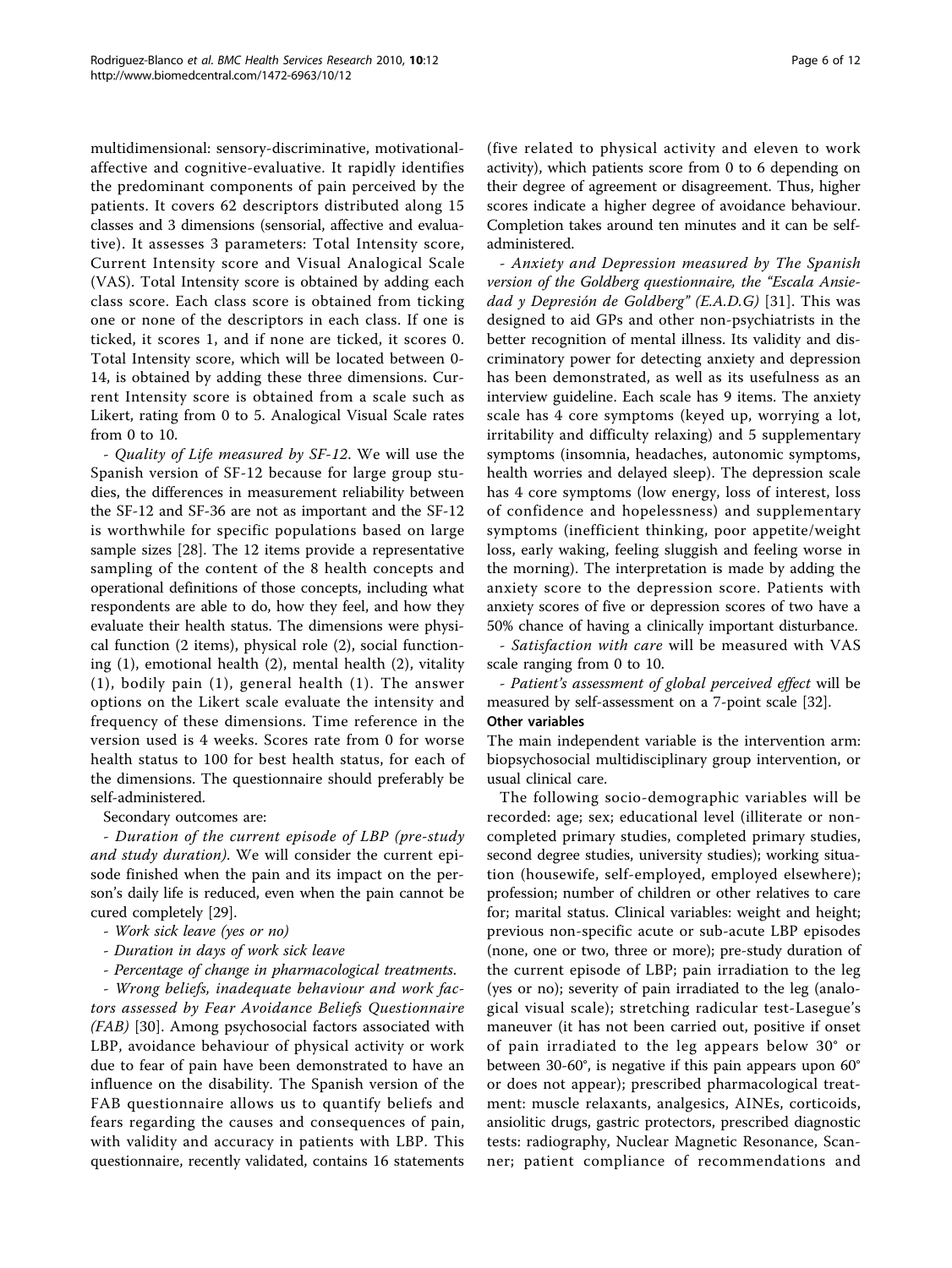multidimensional: sensory-discriminative, motivational-affective and cognitive-evaluative. It rapidly identifies the predominant components of pain perceived by the patients. It covers 62 descriptors distributed along 15 classes and 3 dimensions (sensorial, affective and evaluative). It assesses 3 parameters: Total Intensity score, Current Intensity score and Visual Analogical Scale (VAS). Total Intensity score is obtained by adding each class score. Each class score is obtained from ticking one or none of the descriptors in each class. If one is ticked, it scores 1, and if none are ticked, it scores 0. Total Intensity score, which will be located between 0-14, is obtained by adding these three dimensions. Current Intensity score is obtained from a scale such as Likert, rating from 0 to 5. Analogical Visual Scale rates from 0 to 10.

- *Quality of Life measured by SF-12*. We will use the Spanish version of SF-12 because for large group studies, the differences in measurement reliability between the SF-12 and SF-36 are not as important and the SF-12 is worthwhile for specific populations based on large sample sizes [28]. The 12 items provide a representative sampling of the content of the 8 health concepts and operational definitions of those concepts, including what respondents are able to do, how they feel, and how they evaluate their health status. The dimensions were physical function (2 items), physical role (2), social functioning (1), emotional health (2), mental health (2), vitality (1), bodily pain (1), general health (1). The answer options on the Likert scale evaluate the intensity and frequency of these dimensions. Time reference in the version used is 4 weeks. Scores rate from 0 for worse health status to 100 for best health status, for each of the dimensions. The questionnaire should preferably be self-administered.

Secondary outcomes are:

- *Duration of the current episode of LBP (pre-study and study duration)*. We will consider the current episode finished when the pain and its impact on the person's daily life is reduced, even when the pain cannot be cured completely [29].

- *Work sick leave (yes or no)*

- *Duration in days of work sick leave*

- *Percentage of change in pharmacological treatments.*

- *Wrong beliefs, inadequate behaviour and work factors assessed by Fear Avoidance Beliefs Questionnaire (FAB)* [30]. Among psychosocial factors associated with LBP, avoidance behaviour of physical activity or work due to fear of pain have been demonstrated to have an influence on the disability. The Spanish version of the FAB questionnaire allows us to quantify beliefs and fears regarding the causes and consequences of pain, with validity and accuracy in patients with LBP. This questionnaire, recently validated, contains 16 statements (five related to physical activity and eleven to work activity), which patients score from 0 to 6 depending on their degree of agreement or disagreement. Thus, higher scores indicate a higher degree of avoidance behaviour. Completion takes around ten minutes and it can be self-administered.

- *Anxiety and Depression measured by The Spanish version of the Goldberg questionnaire, the "Escala Ansiedad y Depresión de Goldberg" (E.A.D.G)* [31]. This was designed to aid GPs and other non-psychiatrists in the better recognition of mental illness. Its validity and discriminatory power for detecting anxiety and depression has been demonstrated, as well as its usefulness as an interview guideline. Each scale has 9 items. The anxiety scale has 4 core symptoms (keyed up, worrying a lot, irritability and difficulty relaxing) and 5 supplementary symptoms (insomnia, headaches, autonomic symptoms, health worries and delayed sleep). The depression scale has 4 core symptoms (low energy, loss of interest, loss of confidence and hopelessness) and supplementary symptoms (inefficient thinking, poor appetite/weight loss, early waking, feeling sluggish and feeling worse in the morning). The interpretation is made by adding the anxiety score to the depression score. Patients with anxiety scores of five or depression scores of two have a 50% chance of having a clinically important disturbance.

- *Satisfaction with care* will be measured with VAS scale ranging from 0 to 10.

- *Patient's assessment of global perceived effect* will be measured by self-assessment on a 7-point scale [32].

#### Other variables

The main independent variable is the intervention arm: biopsychosocial multidisciplinary group intervention, or usual clinical care.

The following socio-demographic variables will be recorded: age; sex; educational level (illiterate or non-completed primary studies, completed primary studies, second degree studies, university studies); working situation (housewife, self-employed, employed elsewhere); profession; number of children or other relatives to care for; marital status. Clinical variables: weight and height; previous non-specific acute or sub-acute LBP episodes (none, one or two, three or more); pre-study duration of the current episode of LBP; pain irradiation to the leg (yes or no); severity of pain irradiated to the leg (analogical visual scale); stretching radicular test-Lasegue's maneuver (it has not been carried out, positive if onset of pain irradiated to the leg appears below 30° or between 30-60°, is negative if this pain appears upon 60° or does not appear); prescribed pharmacological treatment: muscle relaxants, analgesics, AINEs, corticoids, ansiolitic drugs, gastric protectors, prescribed diagnostic tests: radiography, Nuclear Magnetic Resonance, Scanner; patient compliance of recommendations and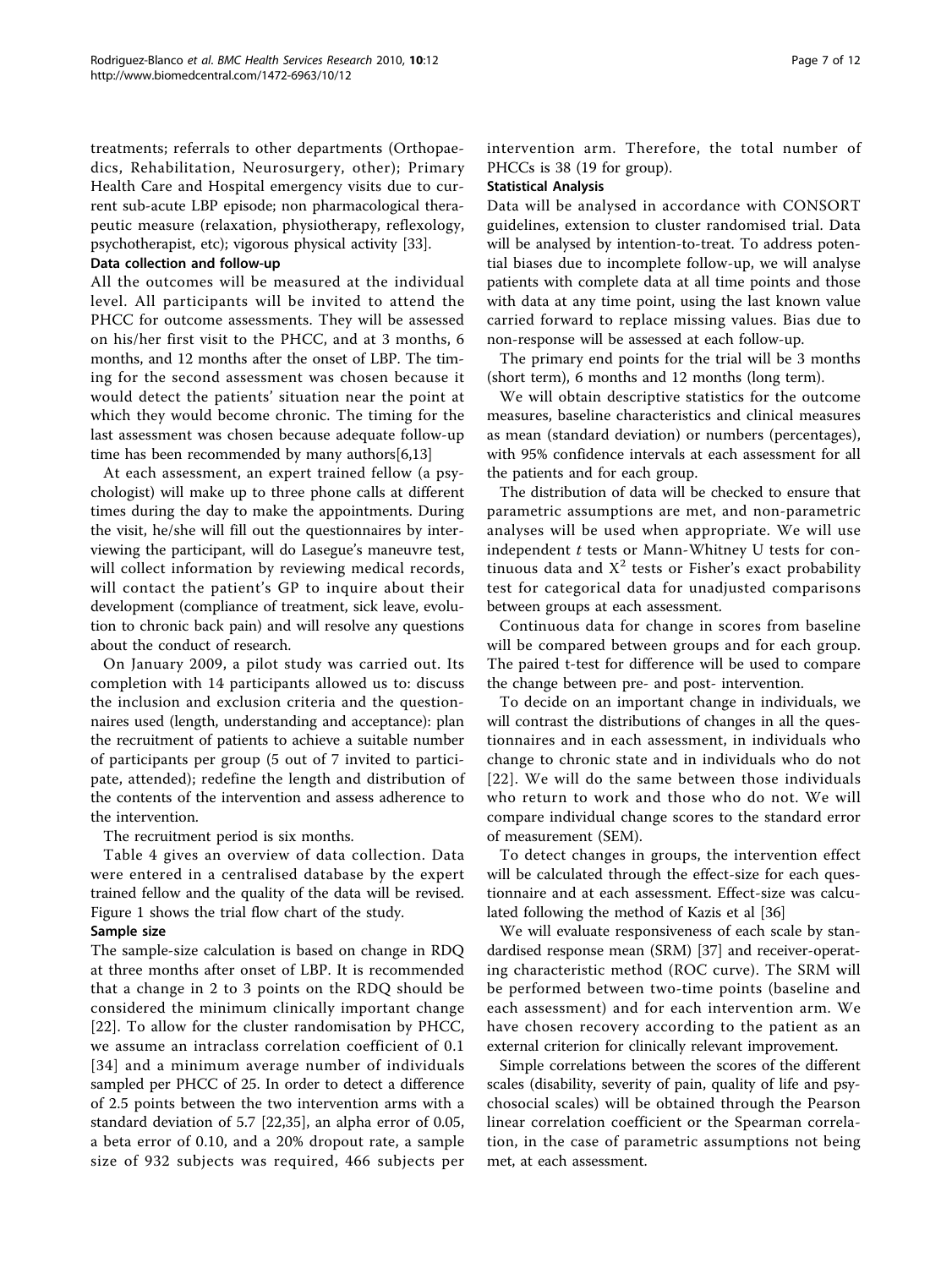treatments; referrals to other departments (Orthopaedics, Rehabilitation, Neurosurgery, other); Primary Health Care and Hospital emergency visits due to current sub-acute LBP episode; non pharmacological therapeutic measure (relaxation, physiotherapy, reflexology, psychotherapist, etc); vigorous physical activity [33].

### Data collection and follow-up

All the outcomes will be measured at the individual level. All participants will be invited to attend the PHCC for outcome assessments. They will be assessed on his/her first visit to the PHCC, and at 3 months, 6 months, and 12 months after the onset of LBP. The timing for the second assessment was chosen because it would detect the patients' situation near the point at which they would become chronic. The timing for the last assessment was chosen because adequate follow-up time has been recommended by many authors[6,13]

At each assessment, an expert trained fellow (a psychologist) will make up to three phone calls at different times during the day to make the appointments. During the visit, he/she will fill out the questionnaires by interviewing the participant, will do Lasegue's maneuvre test, will collect information by reviewing medical records, will contact the patient's GP to inquire about their development (compliance of treatment, sick leave, evolution to chronic back pain) and will resolve any questions about the conduct of research.

On January 2009, a pilot study was carried out. Its completion with 14 participants allowed us to: discuss the inclusion and exclusion criteria and the questionnaires used (length, understanding and acceptance): plan the recruitment of patients to achieve a suitable number of participants per group (5 out of 7 invited to participate, attended); redefine the length and distribution of the contents of the intervention and assess adherence to the intervention.

The recruitment period is six months.

Table 4 gives an overview of data collection. Data were entered in a centralised database by the expert trained fellow and the quality of the data will be revised. Figure 1 shows the trial flow chart of the study.

### Sample size

The sample-size calculation is based on change in RDQ at three months after onset of LBP. It is recommended that a change in 2 to 3 points on the RDQ should be considered the minimum clinically important change [22]. To allow for the cluster randomisation by PHCC, we assume an intraclass correlation coefficient of 0.1 [34] and a minimum average number of individuals sampled per PHCC of 25. In order to detect a difference of 2.5 points between the two intervention arms with a standard deviation of 5.7 [22,35], an alpha error of 0.05, a beta error of 0.10, and a 20% dropout rate, a sample size of 932 subjects was required, 466 subjects per intervention arm. Therefore, the total number of PHCCs is 38 (19 for group).

### Statistical Analysis

Data will be analysed in accordance with CONSORT guidelines, extension to cluster randomised trial. Data will be analysed by intention-to-treat. To address potential biases due to incomplete follow-up, we will analyse patients with complete data at all time points and those with data at any time point, using the last known value carried forward to replace missing values. Bias due to non-response will be assessed at each follow-up.

The primary end points for the trial will be 3 months (short term), 6 months and 12 months (long term).

We will obtain descriptive statistics for the outcome measures, baseline characteristics and clinical measures as mean (standard deviation) or numbers (percentages), with 95% confidence intervals at each assessment for all the patients and for each group.

The distribution of data will be checked to ensure that parametric assumptions are met, and non-parametric analyses will be used when appropriate. We will use independent *t* tests or Mann-Whitney U tests for continuous data and $X^2$ tests or Fisher's exact probability test for categorical data for unadjusted comparisons between groups at each assessment.

Continuous data for change in scores from baseline will be compared between groups and for each group. The paired t-test for difference will be used to compare the change between pre- and post- intervention.

To decide on an important change in individuals, we will contrast the distributions of changes in all the questionnaires and in each assessment, in individuals who change to chronic state and in individuals who do not [22]. We will do the same between those individuals who return to work and those who do not. We will compare individual change scores to the standard error of measurement (SEM).

To detect changes in groups, the intervention effect will be calculated through the effect-size for each questionnaire and at each assessment. Effect-size was calculated following the method of Kazis et al [36]

We will evaluate responsiveness of each scale by standardised response mean (SRM) [37] and receiver-operating characteristic method (ROC curve). The SRM will be performed between two-time points (baseline and each assessment) and for each intervention arm. We have chosen recovery according to the patient as an external criterion for clinically relevant improvement.

Simple correlations between the scores of the different scales (disability, severity of pain, quality of life and psychosocial scales) will be obtained through the Pearson linear correlation coefficient or the Spearman correlation, in the case of parametric assumptions not being met, at each assessment.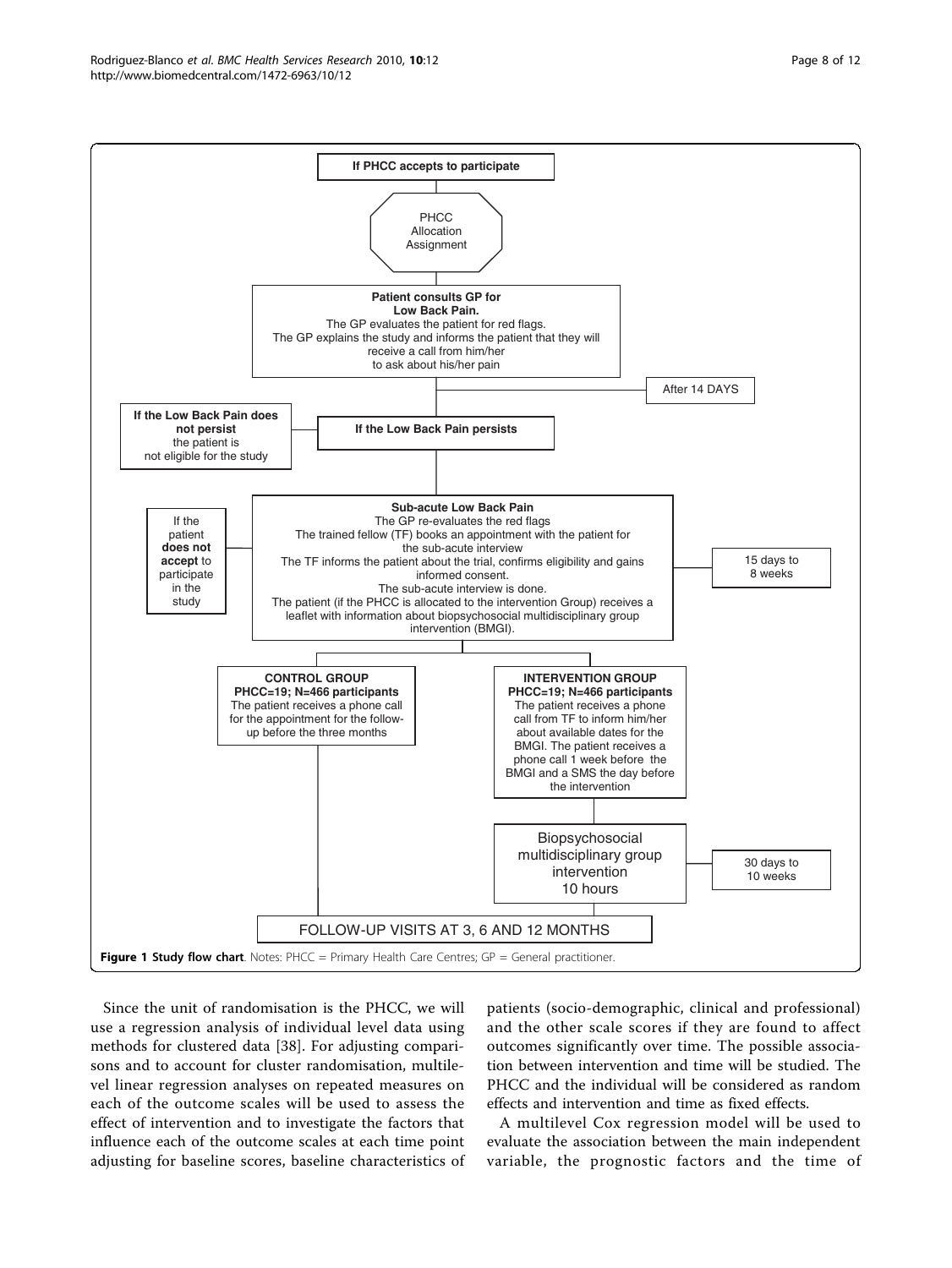If PHCC accepts to participate

PHCC Allocation Assignment

**Patient consults GP for Low Back Pain.**
The GP evaluates the patient for red flags.
The GP explains the study and informs the patient that they will receive a call from him/her to ask about his/her pain

After 14 DAYS

**If the Low Back Pain does not persist** the patient is not eligible for the study

**If the Low Back Pain persists**

**Sub-acute Low Back Pain**
The GP re-evaluates the red flags
The trained fellow (TF) books an appointment with the patient for the sub-acute interview
The TF informs the patient about the trial, confirms eligibility and gains informed consent.
The sub-acute interview is done.
The patient (if the PHCC is allocated to the intervention Group) receives a leaflet with information about biopsychosocial multidisciplinary group intervention (BMGI).

If the patient **does not accept** to participate in the study

15 days to 8 weeks

**CONTROL GROUP**
**PHCC=19; N=466 participants**
The patient receives a phone call for the appointment for the follow-up before the three months

**INTERVENTION GROUP**
**PHCC=19; N=466 participants**
The patient receives a phone call from TF to inform him/her about available dates for the BMGI. The patient receives a phone call 1 week before the BMGI and a SMS the day before the intervention

Biopsychosocial multidisciplinary group intervention 10 hours

30 days to 10 weeks

FOLLOW-UP VISITS AT 3, 6 AND 12 MONTHS

**Figure 1 Study flow chart**. Notes: PHCC = Primary Health Care Centres; GP = General practitioner.

Since the unit of randomisation is the PHCC, we will use a regression analysis of individual level data using methods for clustered data [38]. For adjusting comparisons and to account for cluster randomisation, multilevel linear regression analyses on repeated measures on each of the outcome scales will be used to assess the effect of intervention and to investigate the factors that influence each of the outcome scales at each time point adjusting for baseline scores, baseline characteristics of patients (socio-demographic, clinical and professional) and the other scale scores if they are found to affect outcomes significantly over time. The possible association between intervention and time will be studied. The PHCC and the individual will be considered as random effects and intervention and time as fixed effects.

A multilevel Cox regression model will be used to evaluate the association between the main independent variable, the prognostic factors and the time of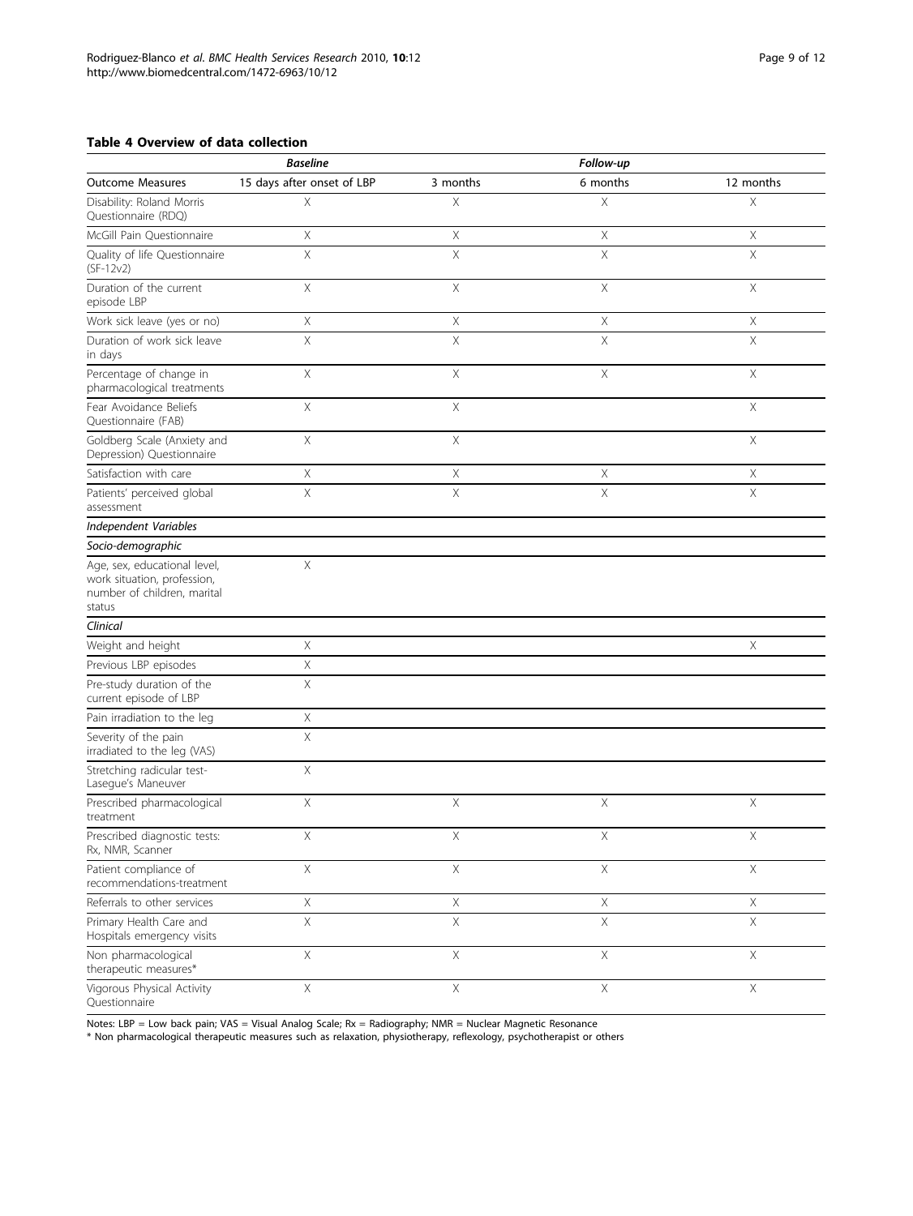**Table 4 Overview of data collection**

| | *Baseline* | *Follow-up* | | |
|---|---|---|---|---|
| Outcome Measures | 15 days after onset of LBP | 3 months | 6 months | 12 months |
| Disability: Roland Morris Questionnaire (RDQ) | X | X | X | X |
| McGill Pain Questionnaire | X | X | X | X |
| Quality of life Questionnaire (SF-12v2) | X | X | X | X |
| Duration of the current episode LBP | X | X | X | X |
| Work sick leave (yes or no) | X | X | X | X |
| Duration of work sick leave in days | X | X | X | X |
| Percentage of change in pharmacological treatments | X | X | X | X |
| Fear Avoidance Beliefs Questionnaire (FAB) | X | X | | X |
| Goldberg Scale (Anxiety and Depression) Questionnaire | X | X | | X |
| Satisfaction with care | X | X | X | X |
| Patients' perceived global assessment | X | X | X | X |
| *Independent Variables* | | | | |
| *Socio-demographic* | | | | |
| Age, sex, educational level, work situation, profession, number of children, marital status | X | | | |
| *Clinical* | | | | |
| Weight and height | X | | | X |
| Previous LBP episodes | X | | | |
| Pre-study duration of the current episode of LBP | X | | | |
| Pain irradiation to the leg | X | | | |
| Severity of the pain irradiated to the leg (VAS) | X | | | |
| Stretching radicular test-Lasegue's Maneuver | X | | | |
| Prescribed pharmacological treatment | X | X | X | X |
| Prescribed diagnostic tests: Rx, NMR, Scanner | X | X | X | X |
| Patient compliance of recommendations-treatment | X | X | X | X |
| Referrals to other services | X | X | X | X |
| Primary Health Care and Hospitals emergency visits | X | X | X | X |
| Non pharmacological therapeutic measures* | X | X | X | X |
| Vigorous Physical Activity Questionnaire | X | X | X | X |

Notes: LBP = Low back pain; VAS = Visual Analog Scale; Rx = Radiography; NMR = Nuclear Magnetic Resonance

\* Non pharmacological therapeutic measures such as relaxation, physiotherapy, reflexology, psychotherapist or others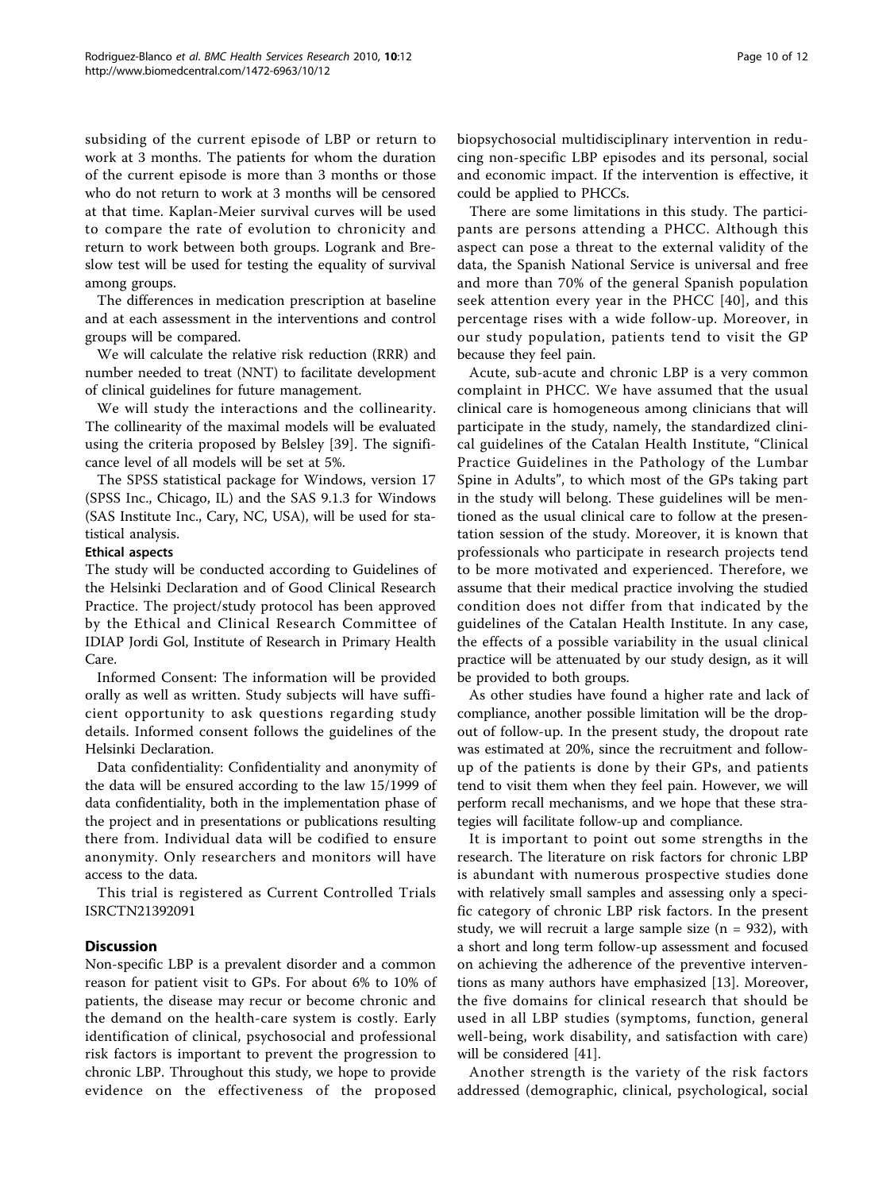subsiding of the current episode of LBP or return to work at 3 months. The patients for whom the duration of the current episode is more than 3 months or those who do not return to work at 3 months will be censored at that time. Kaplan-Meier survival curves will be used to compare the rate of evolution to chronicity and return to work between both groups. Logrank and Breslow test will be used for testing the equality of survival among groups.

The differences in medication prescription at baseline and at each assessment in the interventions and control groups will be compared.

We will calculate the relative risk reduction (RRR) and number needed to treat (NNT) to facilitate development of clinical guidelines for future management.

We will study the interactions and the collinearity. The collinearity of the maximal models will be evaluated using the criteria proposed by Belsley [39]. The significance level of all models will be set at 5%.

The SPSS statistical package for Windows, version 17 (SPSS Inc., Chicago, IL) and the SAS 9.1.3 for Windows (SAS Institute Inc., Cary, NC, USA), will be used for statistical analysis.

### Ethical aspects

The study will be conducted according to Guidelines of the Helsinki Declaration and of Good Clinical Research Practice. The project/study protocol has been approved by the Ethical and Clinical Research Committee of IDIAP Jordi Gol, Institute of Research in Primary Health Care.

Informed Consent: The information will be provided orally as well as written. Study subjects will have sufficient opportunity to ask questions regarding study details. Informed consent follows the guidelines of the Helsinki Declaration.

Data confidentiality: Confidentiality and anonymity of the data will be ensured according to the law 15/1999 of data confidentiality, both in the implementation phase of the project and in presentations or publications resulting there from. Individual data will be codified to ensure anonymity. Only researchers and monitors will have access to the data.

This trial is registered as Current Controlled Trials ISRCTN21392091

## Discussion

Non-specific LBP is a prevalent disorder and a common reason for patient visit to GPs. For about 6% to 10% of patients, the disease may recur or become chronic and the demand on the health-care system is costly. Early identification of clinical, psychosocial and professional risk factors is important to prevent the progression to chronic LBP. Throughout this study, we hope to provide evidence on the effectiveness of the proposed biopsychosocial multidisciplinary intervention in reducing non-specific LBP episodes and its personal, social and economic impact. If the intervention is effective, it could be applied to PHCCs.

There are some limitations in this study. The participants are persons attending a PHCC. Although this aspect can pose a threat to the external validity of the data, the Spanish National Service is universal and free and more than 70% of the general Spanish population seek attention every year in the PHCC [40], and this percentage rises with a wide follow-up. Moreover, in our study population, patients tend to visit the GP because they feel pain.

Acute, sub-acute and chronic LBP is a very common complaint in PHCC. We have assumed that the usual clinical care is homogeneous among clinicians that will participate in the study, namely, the standardized clinical guidelines of the Catalan Health Institute, "Clinical Practice Guidelines in the Pathology of the Lumbar Spine in Adults", to which most of the GPs taking part in the study will belong. These guidelines will be mentioned as the usual clinical care to follow at the presentation session of the study. Moreover, it is known that professionals who participate in research projects tend to be more motivated and experienced. Therefore, we assume that their medical practice involving the studied condition does not differ from that indicated by the guidelines of the Catalan Health Institute. In any case, the effects of a possible variability in the usual clinical practice will be attenuated by our study design, as it will be provided to both groups.

As other studies have found a higher rate and lack of compliance, another possible limitation will be the dropout of follow-up. In the present study, the dropout rate was estimated at 20%, since the recruitment and follow-up of the patients is done by their GPs, and patients tend to visit them when they feel pain. However, we will perform recall mechanisms, and we hope that these strategies will facilitate follow-up and compliance.

It is important to point out some strengths in the research. The literature on risk factors for chronic LBP is abundant with numerous prospective studies done with relatively small samples and assessing only a specific category of chronic LBP risk factors. In the present study, we will recruit a large sample size (n = 932), with a short and long term follow-up assessment and focused on achieving the adherence of the preventive interventions as many authors have emphasized [13]. Moreover, the five domains for clinical research that should be used in all LBP studies (symptoms, function, general well-being, work disability, and satisfaction with care) will be considered [41].

Another strength is the variety of the risk factors addressed (demographic, clinical, psychological, social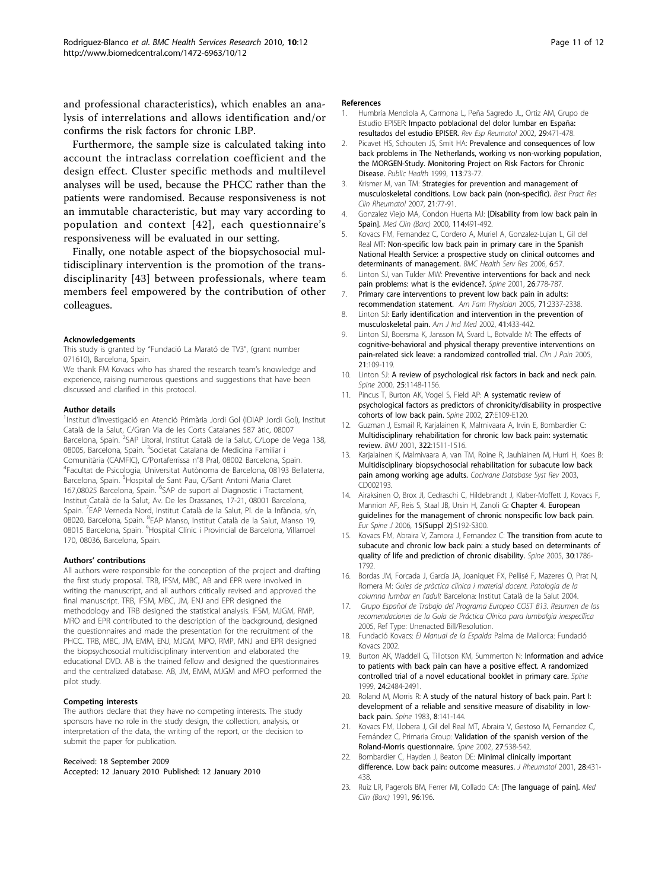and professional characteristics), which enables an analysis of interrelations and allows identification and/or confirms the risk factors for chronic LBP.

Furthermore, the sample size is calculated taking into account the intraclass correlation coefficient and the design effect. Cluster specific methods and multilevel analyses will be used, because the PHCC rather than the patients were randomised. Because responsiveness is not an immutable characteristic, but may vary according to population and context [42], each questionnaire's responsiveness will be evaluated in our setting.

Finally, one notable aspect of the biopsychosocial multidisciplinary intervention is the promotion of the transdisciplinarity [43] between professionals, where team members feel empowered by the contribution of other colleagues.

#### Acknowledgements

This study is granted by "Fundació La Marató de TV3", (grant number 071610), Barcelona, Spain.

We thank FM Kovacs who has shared the research team's knowledge and experience, raising numerous questions and suggestions that have been discussed and clarified in this protocol.

#### Author details

[1]Institut d'Investigació en Atenció Primària Jordi Gol (IDIAP Jordi Gol), Institut Català de la Salut, C/Gran Via de les Corts Catalanes 587 àtic, 08007 Barcelona, Spain. [2]SAP Litoral, Institut Català de la Salut, C/Lope de Vega 138, 08005, Barcelona, Spain. [3]Societat Catalana de Medicina Familiar i Comunitària (CAMFIC), C/Portaferrissa n°8 Pral, 08002 Barcelona, Spain. [4]Facultat de Psicologia, Universitat Autònoma de Barcelona, 08193 Bellaterra, Barcelona, Spain. [5]Hospital de Sant Pau, C/Sant Antoni Maria Claret 167,08025 Barcelona, Spain. [6]SAP de suport al Diagnostic i Tractament, Institut Català de la Salut, Av. De les Drassanes, 17-21, 08001 Barcelona, Spain. [7]EAP Verneda Nord, Institut Català de la Salut, Pl. de la Infància, s/n, 08020, Barcelona, Spain. [8]EAP Manso, Institut Català de la Salut, Manso 19, 08015 Barcelona, Spain. [9]Hospital Clínic i Provincial de Barcelona, Villarroel 170, 08036, Barcelona, Spain.

#### Authors' contributions

All authors were responsible for the conception of the project and drafting the first study proposal. TRB, IFSM, MBC, AB and EPR were involved in writing the manuscript, and all authors critically revised and approved the final manuscript. TRB, IFSM, MBC, JM, ENJ and EPR designed the methodology and TRB designed the statistical analysis. IFSM, MJGM, RMP, MRO and EPR contributed to the description of the background, designed the questionnaires and made the presentation for the recruitment of the PHCC. TRB, MBC, JM, EMM, ENJ, MJGM, MPO, RMP, MNJ and EPR designed the biopsychosocial multidisciplinary intervention and elaborated the educational DVD. AB is the trained fellow and designed the questionnaires and the centralized database. AB, JM, EMM, MJGM and MPO performed the pilot study.

#### Competing interests

The authors declare that they have no competing interests. The study sponsors have no role in the study design, the collection, analysis, or interpretation of the data, the writing of the report, or the decision to submit the paper for publication.

Received: 18 September 2009
Accepted: 12 January 2010 Published: 12 January 2010

#### References

1. Humbría Mendiola A, Carmona L, Peña Sagredo JL, Ortiz AM, Grupo de Estudio EPISER: Impacto poblacional del dolor lumbar en España: resultados del estudio EPISER. *Rev Esp Reumatol* 2002, **29**:471-478.
2. Picavet HS, Schouten JS, Smit HA: Prevalence and consequences of low back problems in The Netherlands, working vs non-working population, the MORGEN-Study. Monitoring Project on Risk Factors for Chronic Disease. *Public Health* 1999, **113**:73-77.
3. Krismer M, van TM: Strategies for prevention and management of musculoskeletal conditions. Low back pain (non-specific). *Best Pract Res Clin Rheumatol* 2007, **21**:77-91.
4. Gonzalez Viejo MA, Condon Huerta MJ: [Disability from low back pain in Spain]. *Med Clin (Barc)* 2000, **114**:491-492.
5. Kovacs FM, Fernandez C, Cordero A, Muriel A, Gonzalez-Lujan L, Gil del Real MT: Non-specific low back pain in primary care in the Spanish National Health Service: a prospective study on clinical outcomes and determinants of management. *BMC Health Serv Res* 2006, **6**:57.
6. Linton SJ, van Tulder MW: Preventive interventions for back and neck pain problems: what is the evidence?. *Spine* 2001, **26**:778-787.
7. Primary care interventions to prevent low back pain in adults: recommendation statement. *Am Fam Physician* 2005, **71**:2337-2338.
8. Linton SJ: Early identification and intervention in the prevention of musculoskeletal pain. *Am J Ind Med* 2002, **41**:433-442.
9. Linton SJ, Boersma K, Jansson M, Svard L, Botvalde M: The effects of cognitive-behavioral and physical therapy preventive interventions on pain-related sick leave: a randomized controlled trial. *Clin J Pain* 2005, **21**:109-119.
10. Linton SJ: A review of psychological risk factors in back and neck pain. *Spine* 2000, **25**:1148-1156.
11. Pincus T, Burton AK, Vogel S, Field AP: A systematic review of psychological factors as predictors of chronicity/disability in prospective cohorts of low back pain. *Spine* 2002, **27**:E109-E120.
12. Guzman J, Esmail R, Karjalainen K, Malmivaara A, Irvin E, Bombardier C: Multidisciplinary rehabilitation for chronic low back pain: systematic review. *BMJ* 2001, **322**:1511-1516.
13. Karjalainen K, Malmivaara A, van TM, Roine R, Jauhiainen M, Hurri H, Koes B: Multidisciplinary biopsychosocial rehabilitation for subacute low back pain among working age adults. *Cochrane Database Syst Rev* 2003, CD002193.
14. Airaksinen O, Brox JI, Cedraschi C, Hildebrandt J, Klaber-Moffett J, Kovacs F, Mannion AF, Reis S, Staal JB, Ursin H, Zanoli G: Chapter 4. European guidelines for the management of chronic nonspecific low back pain. *Eur Spine J* 2006, **15(Suppl 2)**:S192-S300.
15. Kovacs FM, Abraira V, Zamora J, Fernandez C: The transition from acute to subacute and chronic low back pain: a study based on determinants of quality of life and prediction of chronic disability. *Spine* 2005, **30**:1786-1792.
16. Bordas JM, Forcada J, García JA, Joaniquet FX, Pellisé F, Mazeres O, Prat N, Romera M: *Guies de pràctica clínica i material docent. Patologia de la columna lumbar en l'adult* Barcelona: Institut Català de la Salut 2004.
17. *Grupo Español de Trabajo del Programa Europeo COST B13. Resumen de las recomendaciones de la Guía de Práctica Clínica para lumbalgia inespecífica* 2005, Ref Type: Unenacted Bill/Resolution.
18. Fundació Kovacs: *El Manual de la Espalda* Palma de Mallorca: Fundació Kovacs 2002.
19. Burton AK, Waddell G, Tillotson KM, Summerton N: Information and advice to patients with back pain can have a positive effect. A randomized controlled trial of a novel educational booklet in primary care. *Spine* 1999, **24**:2484-2491.
20. Roland M, Morris R: A study of the natural history of back pain. Part I: development of a reliable and sensitive measure of disability in low-back pain. *Spine* 1983, **8**:141-144.
21. Kovacs FM, Llobera J, Gil del Real MT, Abraira V, Gestoso M, Fernandez C, Fernández C, Primaria Group: Validation of the spanish version of the Roland-Morris questionnaire. *Spine* 2002, **27**:538-542.
22. Bombardier C, Hayden J, Beaton DE: Minimal clinically important difference. Low back pain: outcome measures. *J Rheumatol* 2001, **28**:431-438.
23. Ruiz LR, Pagerols BM, Ferrer MI, Collado CA: [The language of pain]. *Med Clin (Barc)* 1991, **96**:196.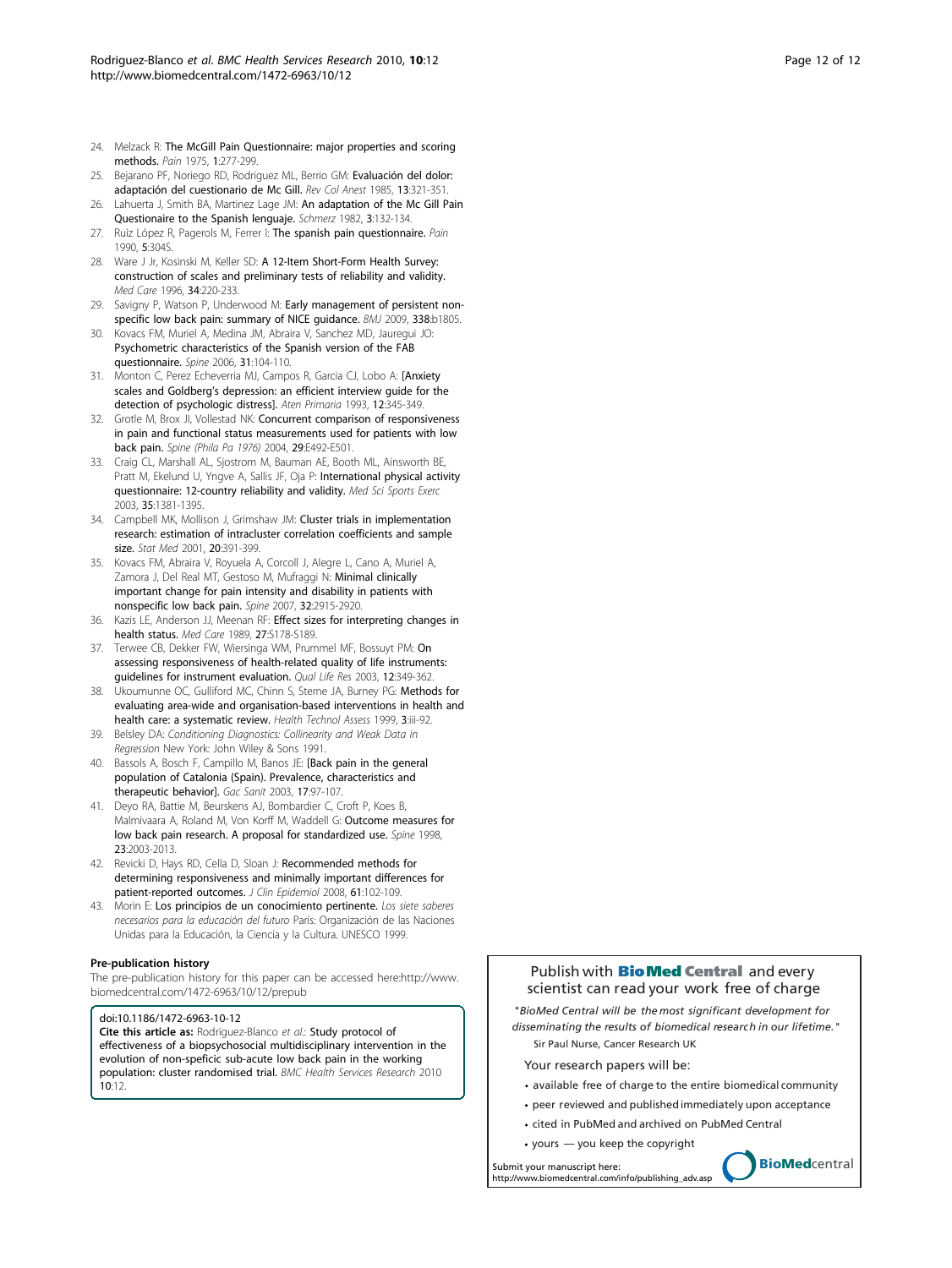24. Melzack R: The McGill Pain Questionnaire: major properties and scoring methods. *Pain* 1975, **1**:277-299.
25. Bejarano PF, Noriego RD, Rodriguez ML, Berrio GM: Evaluación del dolor: adaptación del cuestionario de Mc Gill. *Rev Col Anest* 1985, **13**:321-351.
26. Lahuerta J, Smith BA, Martinez Lage JM: An adaptation of the Mc Gill Pain Questionaire to the Spanish lenguaje. *Schmerz* 1982, **3**:132-134.
27. Ruiz López R, Pagerols M, Ferrer I: The spanish pain questionnaire. *Pain* 1990, **5**:304S.
28. Ware J Jr, Kosinski M, Keller SD: A 12-Item Short-Form Health Survey: construction of scales and preliminary tests of reliability and validity. *Med Care* 1996, **34**:220-233.
29. Savigny P, Watson P, Underwood M: Early management of persistent non-specific low back pain: summary of NICE guidance. *BMJ* 2009, **338**:b1805.
30. Kovacs FM, Muriel A, Medina JM, Abraira V, Sanchez MD, Jauregui JO: Psychometric characteristics of the Spanish version of the FAB questionnaire. *Spine* 2006, **31**:104-110.
31. Monton C, Perez Echeverria MJ, Campos R, Garcia CJ, Lobo A: [Anxiety scales and Goldberg's depression: an efficient interview guide for the detection of psychologic distress]. *Aten Primaria* 1993, **12**:345-349.
32. Grotle M, Brox JI, Vollestad NK: Concurrent comparison of responsiveness in pain and functional status measurements used for patients with low back pain. *Spine (Phila Pa 1976)* 2004, **29**:E492-E501.
33. Craig CL, Marshall AL, Sjostrom M, Bauman AE, Booth ML, Ainsworth BE, Pratt M, Ekelund U, Yngve A, Sallis JF, Oja P: International physical activity questionnaire: 12-country reliability and validity. *Med Sci Sports Exerc* 2003, **35**:1381-1395.
34. Campbell MK, Mollison J, Grimshaw JM: Cluster trials in implementation research: estimation of intracluster correlation coefficients and sample size. *Stat Med* 2001, **20**:391-399.
35. Kovacs FM, Abraira V, Royuela A, Corcoll J, Alegre L, Cano A, Muriel A, Zamora J, Del Real MT, Gestoso M, Mufraggi N: Minimal clinically important change for pain intensity and disability in patients with nonspecific low back pain. *Spine* 2007, **32**:2915-2920.
36. Kazis LE, Anderson JJ, Meenan RF: Effect sizes for interpreting changes in health status. *Med Care* 1989, **27**:S178-S189.
37. Terwee CB, Dekker FW, Wiersinga WM, Prummel MF, Bossuyt PM: On assessing responsiveness of health-related quality of life instruments: guidelines for instrument evaluation. *Qual Life Res* 2003, **12**:349-362.
38. Ukoumunne OC, Gulliford MC, Chinn S, Sterne JA, Burney PG: Methods for evaluating area-wide and organisation-based interventions in health and health care: a systematic review. *Health Technol Assess* 1999, **3**:iii-92.
39. Belsley DA: *Conditioning Diagnostics: Collinearity and Weak Data in Regression* New York: John Wiley & Sons 1991.
40. Bassols A, Bosch F, Campillo M, Banos JE: [Back pain in the general population of Catalonia (Spain). Prevalence, characteristics and therapeutic behavior]. *Gac Sanit* 2003, **17**:97-107.
41. Deyo RA, Battie M, Beurskens AJ, Bombardier C, Croft P, Koes B, Malmivaara A, Roland M, Von Korff M, Waddell G: Outcome measures for low back pain research. A proposal for standardized use. *Spine* 1998, **23**:2003-2013.
42. Revicki D, Hays RD, Cella D, Sloan J: Recommended methods for determining responsiveness and minimally important differences for patient-reported outcomes. *J Clin Epidemiol* 2008, **61**:102-109.
43. Morin E: Los principios de un conocimiento pertinente. *Los siete saberes necesarios para la educación del futuro* París: Organización de las Naciones Unidas para la Educación, la Ciencia y la Cultura. UNESCO 1999.

#### Pre-publication history

The pre-publication history for this paper can be accessed here:http://www.biomedcentral.com/1472-6963/10/12/prepub

doi:10.1186/1472-6963-10-12

**Cite this article as:** Rodriguez-Blanco *et al.*: Study protocol of effectiveness of a biopsychosocial multidisciplinary intervention in the evolution of non-speficic sub-acute low back pain in the working population: cluster randomised trial. *BMC Health Services Research* 2010 **10**:12.

Publish with **BioMed Central** and every scientist can read your work free of charge

*"BioMed Central will be the most significant development for disseminating the results of biomedical research in our lifetime."*
Sir Paul Nurse, Cancer Research UK

Your research papers will be:

- available free of charge to the entire biomedical community
- peer reviewed and published immediately upon acceptance
- cited in PubMed and archived on PubMed Central
- yours — you keep the copyright

Submit your manuscript here:
http://www.biomedcentral.com/info/publishing_adv.asp

BioMedcentral